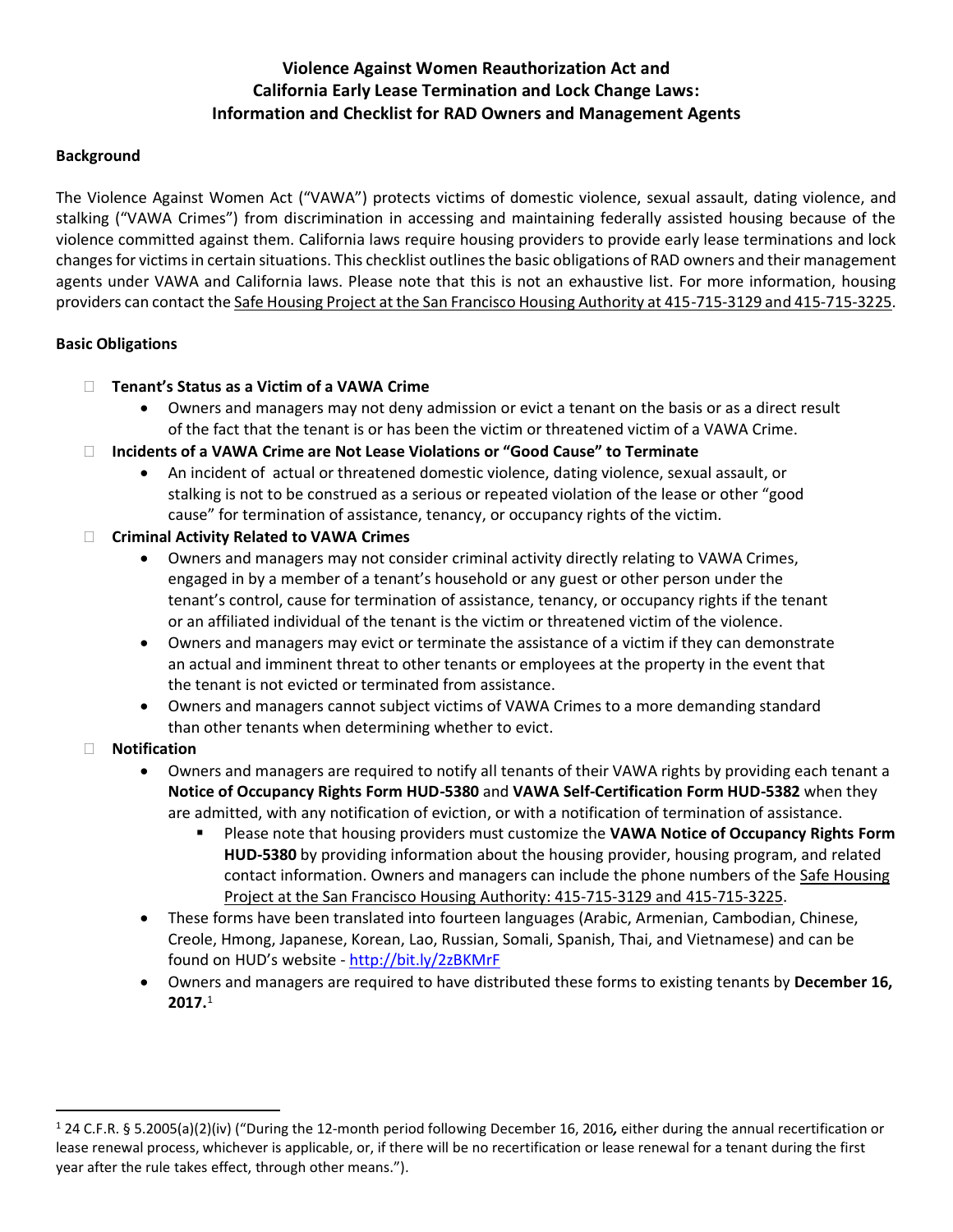# Violence Against Women Reauthorization Act and California Early Lease Termination and Lock Change Laws: Information and Checklist for RAD Owners and Management Agents

## Background

The Violence Against Women Act ("VAWA") protects victims of domestic violence, sexual assault, dating violence, and stalking ("VAWA Crimes") from discrimination in accessing and maintaining federally assisted housing because of the violence committed against them. California laws require housing providers to provide early lease terminations and lock changes for victims in certain situations. This checklist outlines the basic obligations of RAD owners and their management agents under VAWA and California laws. Please note that this is not an exhaustive list. For more information, housing providers can contact the Safe Housing Project at the San Francisco Housing Authority at 415-715-3129 and 415-715-3225.

## Basic Obligations

- ☐ **Tenant's Status as a Victim of a VAWA Crime**
  - Owners and managers may not deny admission or evict a tenant on the basis or as a direct result of the fact that the tenant is or has been the victim or threatened victim of a VAWA Crime.
- ☐ **Incidents of a VAWA Crime are Not Lease Violations or "Good Cause" to Terminate**
  - An incident of actual or threatened domestic violence, dating violence, sexual assault, or stalking is not to be construed as a serious or repeated violation of the lease or other "good cause" for termination of assistance, tenancy, or occupancy rights of the victim.
- ☐ **Criminal Activity Related to VAWA Crimes**
  - Owners and managers may not consider criminal activity directly relating to VAWA Crimes, engaged in by a member of a tenant's household or any guest or other person under the tenant's control, cause for termination of assistance, tenancy, or occupancy rights if the tenant or an affiliated individual of the tenant is the victim or threatened victim of the violence.
  - Owners and managers may evict or terminate the assistance of a victim if they can demonstrate an actual and imminent threat to other tenants or employees at the property in the event that the tenant is not evicted or terminated from assistance.
  - Owners and managers cannot subject victims of VAWA Crimes to a more demanding standard than other tenants when determining whether to evict.
- ☐ **Notification**
  - Owners and managers are required to notify all tenants of their VAWA rights by providing each tenant a **Notice of Occupancy Rights Form HUD-5380** and **VAWA Self-Certification Form HUD-5382** when they are admitted, with any notification of eviction, or with a notification of termination of assistance.
    - Please note that housing providers must customize the **VAWA Notice of Occupancy Rights Form HUD-5380** by providing information about the housing provider, housing program, and related contact information. Owners and managers can include the phone numbers of the Safe Housing Project at the San Francisco Housing Authority: 415-715-3129 and 415-715-3225.
  - These forms have been translated into fourteen languages (Arabic, Armenian, Cambodian, Chinese, Creole, Hmong, Japanese, Korean, Lao, Russian, Somali, Spanish, Thai, and Vietnamese) and can be found on HUD's website - http://bit.ly/2zBKMrF
  - Owners and managers are required to have distributed these forms to existing tenants by **December 16, 2017.**[1]

---

[1] 24 C.F.R. § 5.2005(a)(2)(iv) ("During the 12-month period following December 16, 2016, either during the annual recertification or lease renewal process, whichever is applicable, or, if there will be no recertification or lease renewal for a tenant during the first year after the rule takes effect, through other means.").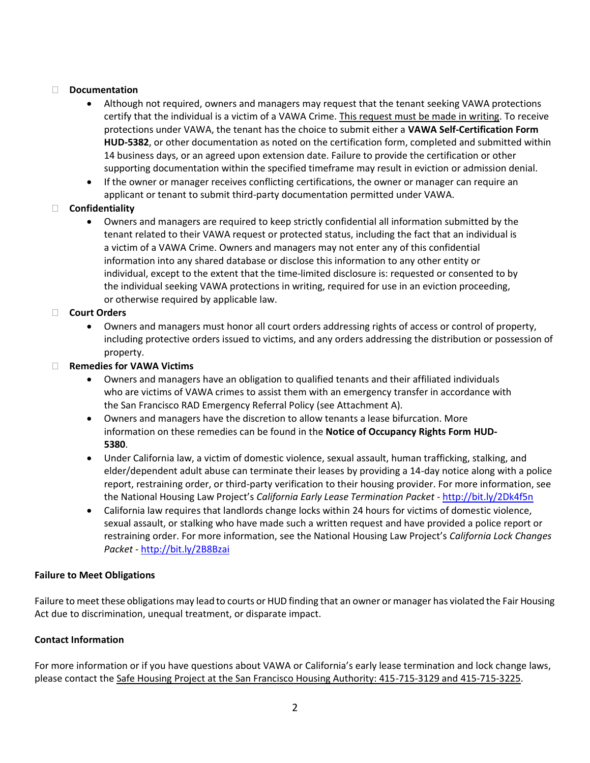- **Documentation**
    - Although not required, owners and managers may request that the tenant seeking VAWA protections certify that the individual is a victim of a VAWA Crime. This request must be made in writing. To receive protections under VAWA, the tenant has the choice to submit either a **VAWA Self-Certification Form HUD-5382**, or other documentation as noted on the certification form, completed and submitted within 14 business days, or an agreed upon extension date. Failure to provide the certification or other supporting documentation within the specified timeframe may result in eviction or admission denial.
    - If the owner or manager receives conflicting certifications, the owner or manager can require an applicant or tenant to submit third-party documentation permitted under VAWA.
- **Confidentiality**
    - Owners and managers are required to keep strictly confidential all information submitted by the tenant related to their VAWA request or protected status, including the fact that an individual is a victim of a VAWA Crime. Owners and managers may not enter any of this confidential information into any shared database or disclose this information to any other entity or individual, except to the extent that the time-limited disclosure is: requested or consented to by the individual seeking VAWA protections in writing, required for use in an eviction proceeding, or otherwise required by applicable law.
- **Court Orders**
    - Owners and managers must honor all court orders addressing rights of access or control of property, including protective orders issued to victims, and any orders addressing the distribution or possession of property.
- **Remedies for VAWA Victims**
    - Owners and managers have an obligation to qualified tenants and their affiliated individuals who are victims of VAWA crimes to assist them with an emergency transfer in accordance with the San Francisco RAD Emergency Referral Policy (see Attachment A).
    - Owners and managers have the discretion to allow tenants a lease bifurcation. More information on these remedies can be found in the **Notice of Occupancy Rights Form HUD-5380**.
    - Under California law, a victim of domestic violence, sexual assault, human trafficking, stalking, and elder/dependent adult abuse can terminate their leases by providing a 14-day notice along with a police report, restraining order, or third-party verification to their housing provider. For more information, see the National Housing Law Project's *California Early Lease Termination Packet* - http://bit.ly/2Dk4f5n
    - California law requires that landlords change locks within 24 hours for victims of domestic violence, sexual assault, or stalking who have made such a written request and have provided a police report or restraining order. For more information, see the National Housing Law Project's *California Lock Changes Packet* - http://bit.ly/2B8Bzai

**Failure to Meet Obligations**

Failure to meet these obligations may lead to courts or HUD finding that an owner or manager has violated the Fair Housing Act due to discrimination, unequal treatment, or disparate impact.

**Contact Information**

For more information or if you have questions about VAWA or California's early lease termination and lock change laws, please contact the Safe Housing Project at the San Francisco Housing Authority: 415-715-3129 and 415-715-3225.